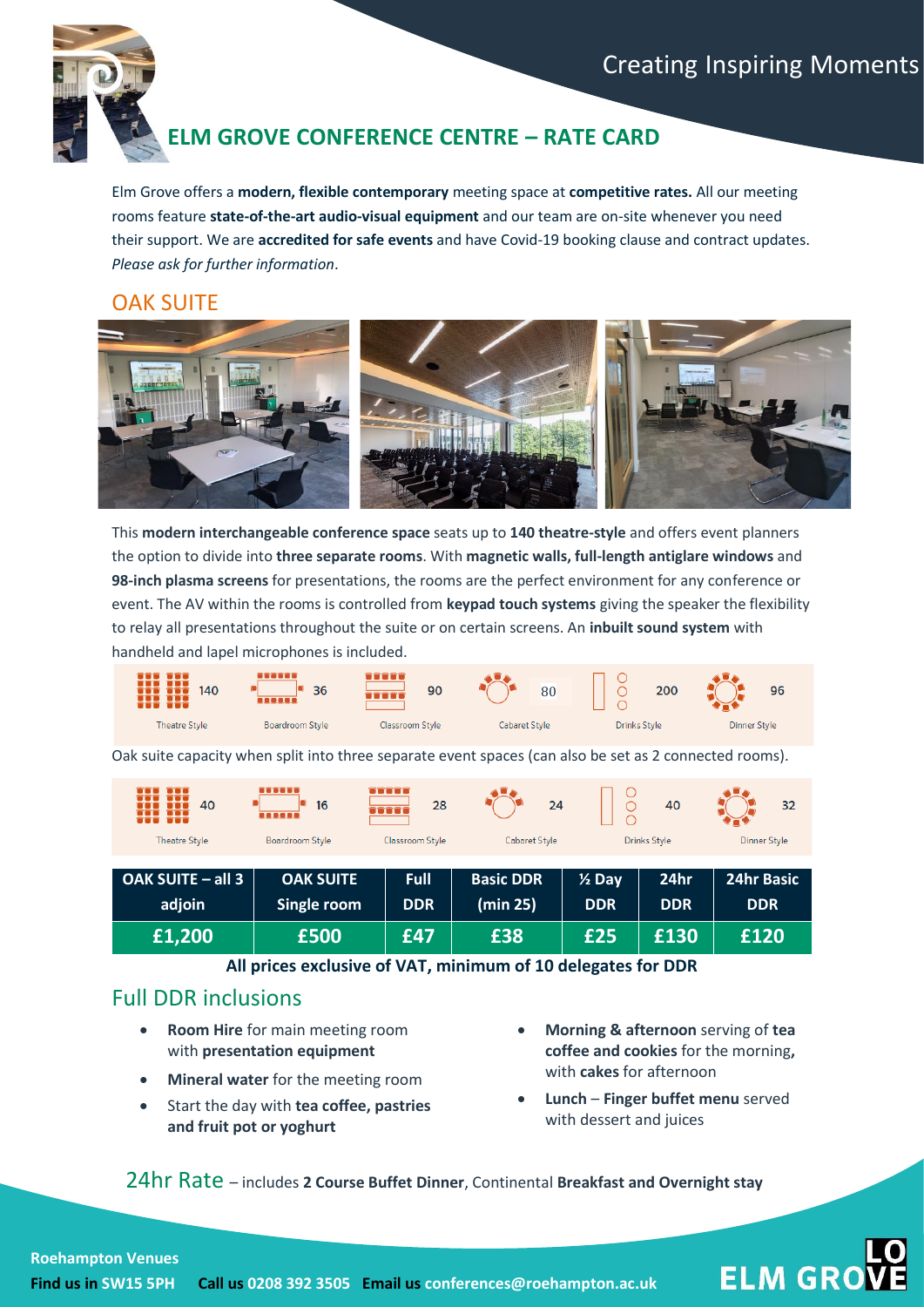Creating Inspiring Moments

# ELM GROVE CONFERENCE CENTRE – RATE CARD

Elm Grove offers a **modern, flexible contemporary** meeting space at **competitive rates.** All our meeting rooms feature **state-of-the-art audio-visual equipment** and our team are on-site whenever you need their support. We are **accredited for safe events** and have Covid-19 booking clause and contract updates. *Please ask for further information*.

## OAK SUITE

This **modern interchangeable conference space** seats up to **140 theatre-style** and offers event planners the option to divide into **three separate rooms**. With **magnetic walls, full-length antiglare windows** and **98-inch plasma screens** for presentations, the rooms are the perfect environment for any conference or event. The AV within the rooms is controlled from **keypad touch systems** giving the speaker the flexibility to relay all presentations throughout the suite or on certain screens. An **inbuilt sound system** with handheld and lapel microphones is included.

| Theatre Style | Boardroom Style | Classroom Style | Cabaret Style | Drinks Style | Dinner Style |
|---|---|---|---|---|---|
| 140 | 36 | 90 | 80 | 200 | 96 |

Oak suite capacity when split into three separate event spaces (can also be set as 2 connected rooms).

| Theatre Style | Boardroom Style | Classroom Style | Cabaret Style | Drinks Style | Dinner Style |
|---|---|---|---|---|---|
| 40 | 16 | 28 | 24 | 40 | 32 |

| OAK SUITE – all 3 adjoin | OAK SUITE Single room | Full DDR | Basic DDR (min 25) | ½ Day DDR | 24hr DDR | 24hr Basic DDR |
|---|---|---|---|---|---|---|
| £1,200 | £500 | £47 | £38 | £25 | £130 | £120 |

**All prices exclusive of VAT, minimum of 10 delegates for DDR**

## Full DDR inclusions

- **Room Hire** for main meeting room with **presentation equipment**
- **Mineral water** for the meeting room
- Start the day with **tea coffee, pastries and fruit pot or yoghurt**
- **Morning & afternoon** serving of **tea coffee and cookies** for the morning**,** with **cakes** for afternoon
- **Lunch** – **Finger buffet menu** served with dessert and juices

24hr Rate – includes **2 Course Buffet Dinner**, Continental **Breakfast and Overnight stay**

**Roehampton Venues**
**Find us in SW15 5PH** **Call us 0208 392 3505** **Email us conferences@roehampton.ac.uk**

LOVE ELM GROVE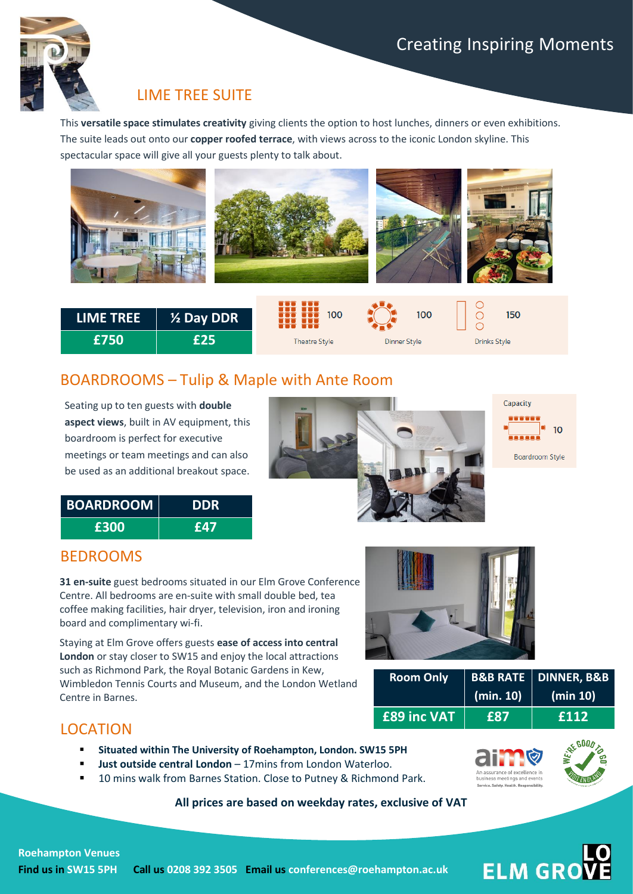Creating Inspiring Moments

## LIME TREE SUITE

This **versatile space stimulates creativity** giving clients the option to host lunches, dinners or even exhibitions. The suite leads out onto our **copper roofed terrace**, with views across to the iconic London skyline. This spectacular space will give all your guests plenty to talk about.

| LIME TREE | ½ Day DDR |
|---|---|
| £750 | £25 |

100 Theatre Style

100 Dinner Style

150 Drinks Style

## BOARDROOMS – Tulip & Maple with Ante Room

Seating up to ten guests with **double aspect views**, built in AV equipment, this boardroom is perfect for executive meetings or team meetings and can also be used as an additional breakout space.

| BOARDROOM | DDR |
|---|---|
| £300 | £47 |

Capacity

10 Boardroom Style

## BEDROOMS

**31 en-suite** guest bedrooms situated in our Elm Grove Conference Centre. All bedrooms are en-suite with small double bed, tea coffee making facilities, hair dryer, television, iron and ironing board and complimentary wi-fi.

Staying at Elm Grove offers guests **ease of access into central London** or stay closer to SW15 and enjoy the local attractions such as Richmond Park, the Royal Botanic Gardens in Kew, Wimbledon Tennis Courts and Museum, and the London Wetland Centre in Barnes.

| Room Only | B&B RATE (min. 10) | DINNER, B&B (min 10) |
|---|---|---|
| £89 inc VAT | £87 | £112 |

## LOCATION

- **Situated within The University of Roehampton, London. SW15 5PH**
- **Just outside central London** – 17mins from London Waterloo.
- 10 mins walk from Barnes Station. Close to Putney & Richmond Park.

**All prices are based on weekday rates, exclusive of VAT**

**Roehampton Venues**

**Find us in SW15 5PH** **Call us 0208 392 3505** **Email us conferences@roehampton.ac.uk**

ELM GROVE